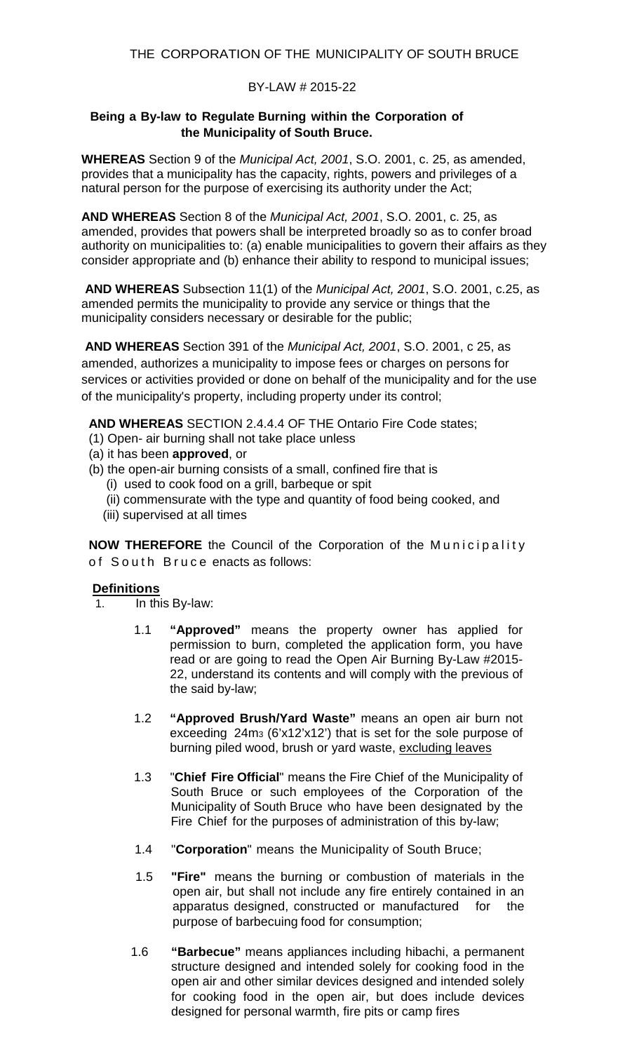THE CORPORATION OF THE MUNICIPALITY OF SOUTH BRUCE

BY-LAW # 2015-22

**Being a By-law to Regulate Burning within the Corporation of the Municipality of South Bruce.**

**WHEREAS** Section 9 of the *Municipal Act, 2001*, S.O. 2001, c. 25, as amended, provides that a municipality has the capacity, rights, powers and privileges of a natural person for the purpose of exercising its authority under the Act;

**AND WHEREAS** Section 8 of the *Municipal Act, 2001*, S.O. 2001, c. 25, as amended, provides that powers shall be interpreted broadly so as to confer broad authority on municipalities to: (a) enable municipalities to govern their affairs as they consider appropriate and (b) enhance their ability to respond to municipal issues;

**AND WHEREAS** Subsection 11(1) of the *Municipal Act, 2001*, S.O. 2001, c.25, as amended permits the municipality to provide any service or things that the municipality considers necessary or desirable for the public;

**AND WHEREAS** Section 391 of the *Municipal Act, 2001*, S.O. 2001, c 25, as amended, authorizes a municipality to impose fees or charges on persons for services or activities provided or done on behalf of the municipality and for the use of the municipality's property, including property under its control;

**AND WHEREAS** SECTION 2.4.4.4 OF THE Ontario Fire Code states;

(1) Open- air burning shall not take place unless

(a) it has been **approved**, or

(b) the open-air burning consists of a small, confined fire that is

- (i) used to cook food on a grill, barbeque or spit
- (ii) commensurate with the type and quantity of food being cooked, and
- (iii) supervised at all times

**NOW THEREFORE** the Council of the Corporation of the Municipality of South Bruce enacts as follows:

**Definitions**

1. In this By-law:

1.1 **"Approved"** means the property owner has applied for permission to burn, completed the application form, you have read or are going to read the Open Air Burning By-Law #2015-22, understand its contents and will comply with the previous of the said by-law;

1.2 **"Approved Brush/Yard Waste"** means an open air burn not exceeding 24m3 (6'x12'x12') that is set for the sole purpose of burning piled wood, brush or yard waste, <u>excluding leaves</u>

1.3 "**Chief Fire Official**" means the Fire Chief of the Municipality of South Bruce or such employees of the Corporation of the Municipality of South Bruce who have been designated by the Fire Chief for the purposes of administration of this by-law;

1.4 "**Corporation**" means the Municipality of South Bruce;

1.5 **"Fire"** means the burning or combustion of materials in the open air, but shall not include any fire entirely contained in an apparatus designed, constructed or manufactured for the purpose of barbecuing food for consumption;

1.6 **"Barbecue"** means appliances including hibachi, a permanent structure designed and intended solely for cooking food in the open air and other similar devices designed and intended solely for cooking food in the open air, but does include devices designed for personal warmth, fire pits or camp fires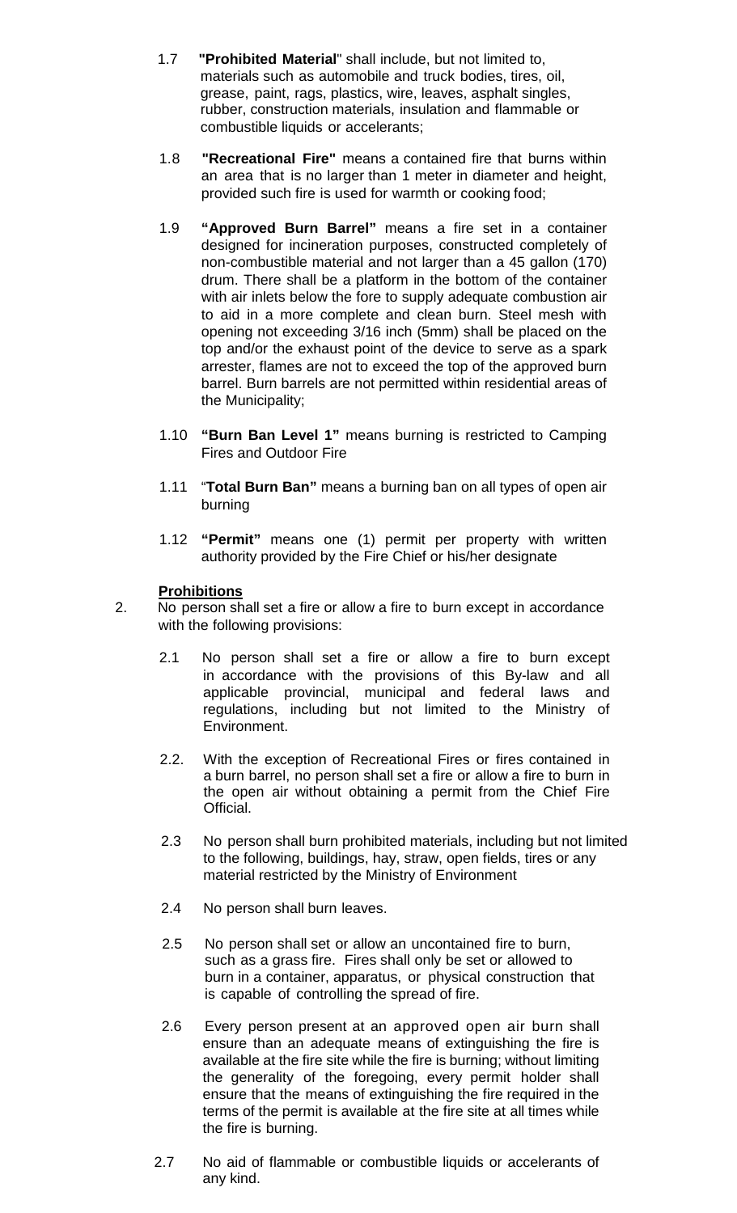1.7 **"Prohibited Material"** shall include, but not limited to, materials such as automobile and truck bodies, tires, oil, grease, paint, rags, plastics, wire, leaves, asphalt singles, rubber, construction materials, insulation and flammable or combustible liquids or accelerants;

1.8 **"Recreational Fire"** means a contained fire that burns within an area that is no larger than 1 meter in diameter and height, provided such fire is used for warmth or cooking food;

1.9 **"Approved Burn Barrel"** means a fire set in a container designed for incineration purposes, constructed completely of non-combustible material and not larger than a 45 gallon (170) drum. There shall be a platform in the bottom of the container with air inlets below the fore to supply adequate combustion air to aid in a more complete and clean burn. Steel mesh with opening not exceeding 3/16 inch (5mm) shall be placed on the top and/or the exhaust point of the device to serve as a spark arrester, flames are not to exceed the top of the approved burn barrel. Burn barrels are not permitted within residential areas of the Municipality;

1.10 **"Burn Ban Level 1"** means burning is restricted to Camping Fires and Outdoor Fire

1.11 "**Total Burn Ban"** means a burning ban on all types of open air burning

1.12 **"Permit"** means one (1) permit per property with written authority provided by the Fire Chief or his/her designate

**Prohibitions**

2. No person shall set a fire or allow a fire to burn except in accordance with the following provisions:

   2.1 No person shall set a fire or allow a fire to burn except in accordance with the provisions of this By-law and all applicable provincial, municipal and federal laws and regulations, including but not limited to the Ministry of Environment.

   2.2. With the exception of Recreational Fires or fires contained in a burn barrel, no person shall set a fire or allow a fire to burn in the open air without obtaining a permit from the Chief Fire Official.

   2.3 No person shall burn prohibited materials, including but not limited to the following, buildings, hay, straw, open fields, tires or any material restricted by the Ministry of Environment

   2.4 No person shall burn leaves.

   2.5 No person shall set or allow an uncontained fire to burn, such as a grass fire. Fires shall only be set or allowed to burn in a container, apparatus, or physical construction that is capable of controlling the spread of fire.

   2.6 Every person present at an approved open air burn shall ensure than an adequate means of extinguishing the fire is available at the fire site while the fire is burning; without limiting the generality of the foregoing, every permit holder shall ensure that the means of extinguishing the fire required in the terms of the permit is available at the fire site at all times while the fire is burning.

   2.7 No aid of flammable or combustible liquids or accelerants of any kind.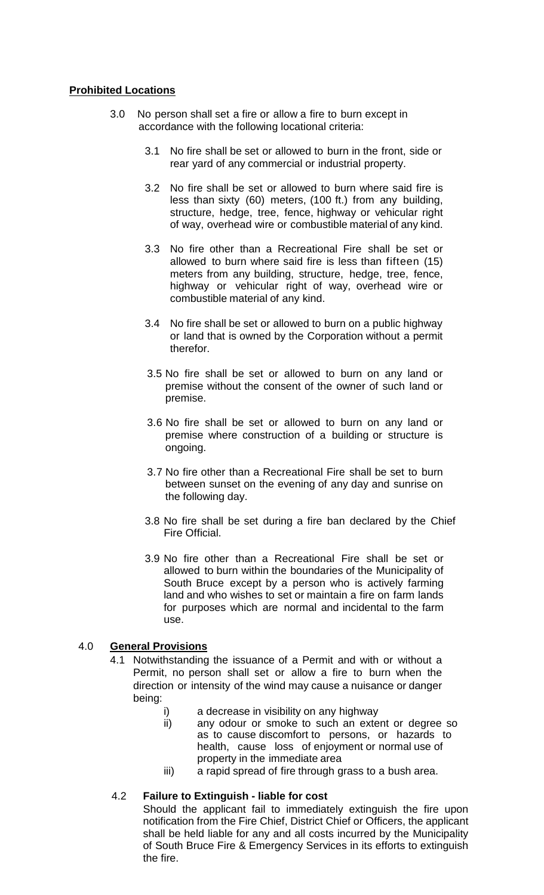**Prohibited Locations**

3.0 No person shall set a fire or allow a fire to burn except in accordance with the following locational criteria:

3.1 No fire shall be set or allowed to burn in the front, side or rear yard of any commercial or industrial property.

3.2 No fire shall be set or allowed to burn where said fire is less than sixty (60) meters, (100 ft.) from any building, structure, hedge, tree, fence, highway or vehicular right of way, overhead wire or combustible material of any kind.

3.3 No fire other than a Recreational Fire shall be set or allowed to burn where said fire is less than fifteen (15) meters from any building, structure, hedge, tree, fence, highway or vehicular right of way, overhead wire or combustible material of any kind.

3.4 No fire shall be set or allowed to burn on a public highway or land that is owned by the Corporation without a permit therefor.

3.5 No fire shall be set or allowed to burn on any land or premise without the consent of the owner of such land or premise.

3.6 No fire shall be set or allowed to burn on any land or premise where construction of a building or structure is ongoing.

3.7 No fire other than a Recreational Fire shall be set to burn between sunset on the evening of any day and sunrise on the following day.

3.8 No fire shall be set during a fire ban declared by the Chief Fire Official.

3.9 No fire other than a Recreational Fire shall be set or allowed to burn within the boundaries of the Municipality of South Bruce except by a person who is actively farming land and who wishes to set or maintain a fire on farm lands for purposes which are normal and incidental to the farm use.

4.0 **General Provisions**

4.1 Notwithstanding the issuance of a Permit and with or without a Permit, no person shall set or allow a fire to burn when the direction or intensity of the wind may cause a nuisance or danger being:

i) a decrease in visibility on any highway

ii) any odour or smoke to such an extent or degree so as to cause discomfort to persons, or hazards to health, cause loss of enjoyment or normal use of property in the immediate area

iii) a rapid spread of fire through grass to a bush area.

4.2 **Failure to Extinguish - liable for cost**

Should the applicant fail to immediately extinguish the fire upon notification from the Fire Chief, District Chief or Officers, the applicant shall be held liable for any and all costs incurred by the Municipality of South Bruce Fire & Emergency Services in its efforts to extinguish the fire.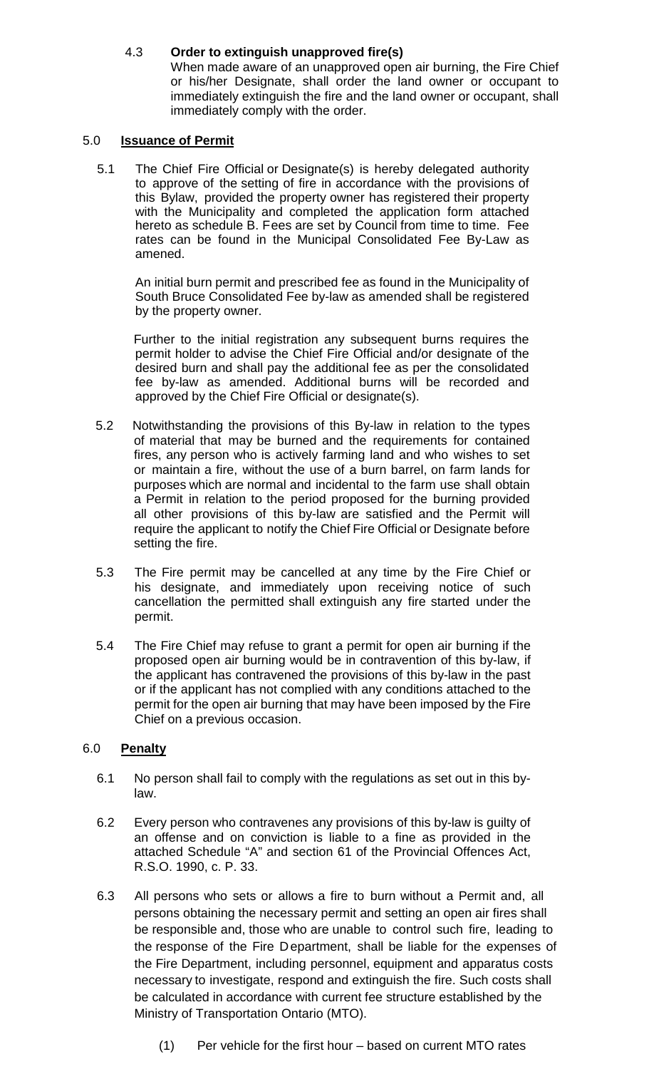4.3 **Order to extinguish unapproved fire(s)**

When made aware of an unapproved open air burning, the Fire Chief or his/her Designate, shall order the land owner or occupant to immediately extinguish the fire and the land owner or occupant, shall immediately comply with the order.

## 5.0 **Issuance of Permit**

5.1 The Chief Fire Official or Designate(s) is hereby delegated authority to approve of the setting of fire in accordance with the provisions of this Bylaw, provided the property owner has registered their property with the Municipality and completed the application form attached hereto as schedule B. Fees are set by Council from time to time. Fee rates can be found in the Municipal Consolidated Fee By-Law as amened.

An initial burn permit and prescribed fee as found in the Municipality of South Bruce Consolidated Fee by-law as amended shall be registered by the property owner.

Further to the initial registration any subsequent burns requires the permit holder to advise the Chief Fire Official and/or designate of the desired burn and shall pay the additional fee as per the consolidated fee by-law as amended. Additional burns will be recorded and approved by the Chief Fire Official or designate(s).

5.2 Notwithstanding the provisions of this By-law in relation to the types of material that may be burned and the requirements for contained fires, any person who is actively farming land and who wishes to set or maintain a fire, without the use of a burn barrel, on farm lands for purposes which are normal and incidental to the farm use shall obtain a Permit in relation to the period proposed for the burning provided all other provisions of this by-law are satisfied and the Permit will require the applicant to notify the Chief Fire Official or Designate before setting the fire.

5.3 The Fire permit may be cancelled at any time by the Fire Chief or his designate, and immediately upon receiving notice of such cancellation the permitted shall extinguish any fire started under the permit.

5.4 The Fire Chief may refuse to grant a permit for open air burning if the proposed open air burning would be in contravention of this by-law, if the applicant has contravened the provisions of this by-law in the past or if the applicant has not complied with any conditions attached to the permit for the open air burning that may have been imposed by the Fire Chief on a previous occasion.

## 6.0 **Penalty**

6.1 No person shall fail to comply with the regulations as set out in this by-law.

6.2 Every person who contravenes any provisions of this by-law is guilty of an offense and on conviction is liable to a fine as provided in the attached Schedule "A" and section 61 of the Provincial Offences Act, R.S.O. 1990, c. P. 33.

6.3 All persons who sets or allows a fire to burn without a Permit and, all persons obtaining the necessary permit and setting an open air fires shall be responsible and, those who are unable to control such fire, leading to the response of the Fire Department, shall be liable for the expenses of the Fire Department, including personnel, equipment and apparatus costs necessary to investigate, respond and extinguish the fire. Such costs shall be calculated in accordance with current fee structure established by the Ministry of Transportation Ontario (MTO).

(1) Per vehicle for the first hour – based on current MTO rates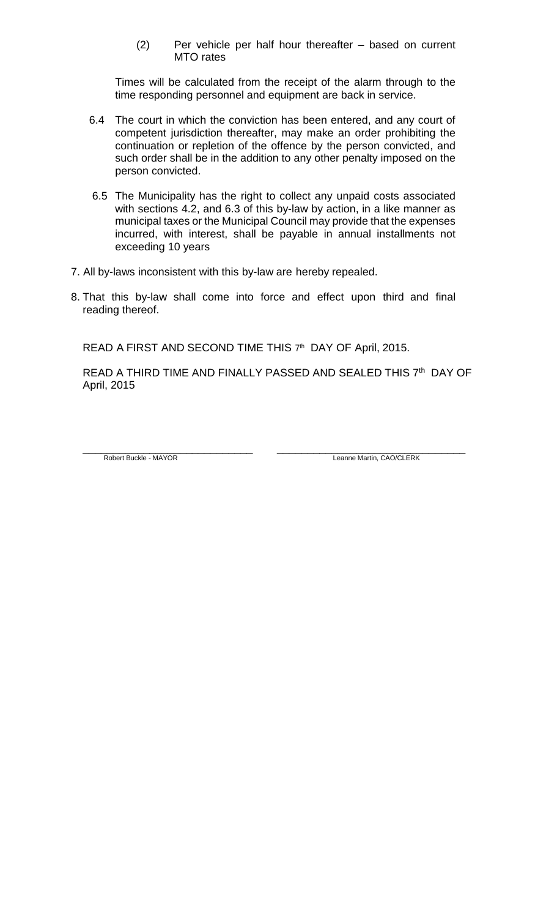(2) Per vehicle per half hour thereafter – based on current MTO rates

Times will be calculated from the receipt of the alarm through to the time responding personnel and equipment are back in service.

6.4 The court in which the conviction has been entered, and any court of competent jurisdiction thereafter, may make an order prohibiting the continuation or repletion of the offence by the person convicted, and such order shall be in the addition to any other penalty imposed on the person convicted.

6.5 The Municipality has the right to collect any unpaid costs associated with sections 4.2, and 6.3 of this by-law by action, in a like manner as municipal taxes or the Municipal Council may provide that the expenses incurred, with interest, shall be payable in annual installments not exceeding 10 years

7. All by-laws inconsistent with this by-law are hereby repealed.

8. That this by-law shall come into force and effect upon third and final reading thereof.

READ A FIRST AND SECOND TIME THIS 7th DAY OF April, 2015.

READ A THIRD TIME AND FINALLY PASSED AND SEALED THIS 7th DAY OF April, 2015

\_\_\_\_\_\_\_\_\_\_\_\_\_\_\_\_\_\_\_\_\_\_\_\_\_\_\_\_\_\_ \_\_\_\_\_\_\_\_\_\_\_\_\_\_\_\_\_\_\_\_\_\_\_\_\_\_\_\_\_\_\_\_\_\_

Robert Buckle - MAYOR Leanne Martin, CAO/CLERK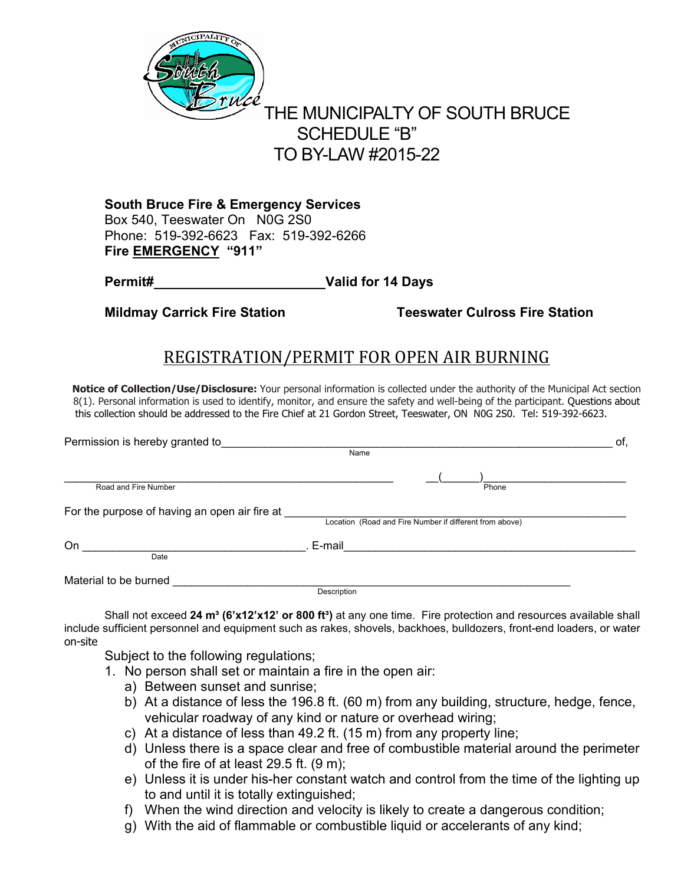# THE MUNICIPALTY OF SOUTH BRUCE
## SCHEDULE "B"
## TO BY-LAW #2015-22

**South Bruce Fire & Emergency Services**
Box 540, Teeswater On N0G 2S0
Phone: 519-392-6623 Fax: 519-392-6266
**Fire EMERGENCY "911"**

**Permit#\_\_\_\_\_\_\_\_\_\_\_\_\_\_\_\_\_\_\_\_\_\_ Valid for 14 Days**

**Mildmay Carrick Fire Station** **Teeswater Culross Fire Station**

## REGISTRATION/PERMIT FOR OPEN AIR BURNING

**Notice of Collection/Use/Disclosure:** Your personal information is collected under the authority of the Municipal Act section 8(1). Personal information is used to identify, monitor, and ensure the safety and well-being of the participant. Questions about this collection should be addressed to the Fire Chief at 21 Gordon Street, Teeswater, ON N0G 2S0. Tel: 519-392-6623.

Permission is hereby granted to\_\_\_\_\_\_\_\_\_\_\_\_\_\_\_\_\_\_\_\_\_\_\_\_\_\_\_\_\_\_\_\_\_\_\_\_\_\_\_\_ of,
Name

\_\_\_\_\_\_\_\_\_\_\_\_\_\_\_\_\_\_\_\_\_\_\_\_\_\_\_\_\_\_\_\_\_\_\_\_ \_\_(\_\_\_\_\_\_)\_\_\_\_\_\_\_\_\_\_\_\_\_\_\_\_\_\_\_\_
Road and Fire Number Phone

For the purpose of having an open air fire at \_\_\_\_\_\_\_\_\_\_\_\_\_\_\_\_\_\_\_\_\_\_\_\_\_\_\_\_\_\_\_\_\_\_\_\_
Location (Road and Fire Number if different from above)

On \_\_\_\_\_\_\_\_\_\_\_\_\_\_\_\_\_\_\_\_\_\_\_\_\_\_\_\_\_\_\_. E-mail\_\_\_\_\_\_\_\_\_\_\_\_\_\_\_\_\_\_\_\_\_\_\_\_\_\_\_\_\_\_\_\_\_\_\_\_
Date

Material to be burned \_\_\_\_\_\_\_\_\_\_\_\_\_\_\_\_\_\_\_\_\_\_\_\_\_\_\_\_\_\_\_\_\_\_\_\_\_\_\_\_\_\_\_\_\_\_\_\_\_\_
Description

Shall not exceed **24 m³ (6'x12'x12' or 800 ft³)** at any one time. Fire protection and resources available shall include sufficient personnel and equipment such as rakes, shovels, backhoes, bulldozers, front-end loaders, or water on-site

Subject to the following regulations;

1. No person shall set or maintain a fire in the open air:
   a) Between sunset and sunrise;
   b) At a distance of less the 196.8 ft. (60 m) from any building, structure, hedge, fence, vehicular roadway of any kind or nature or overhead wiring;
   c) At a distance of less than 49.2 ft. (15 m) from any property line;
   d) Unless there is a space clear and free of combustible material around the perimeter of the fire of at least 29.5 ft. (9 m);
   e) Unless it is under his-her constant watch and control from the time of the lighting up to and until it is totally extinguished;
   f) When the wind direction and velocity is likely to create a dangerous condition;
   g) With the aid of flammable or combustible liquid or accelerants of any kind;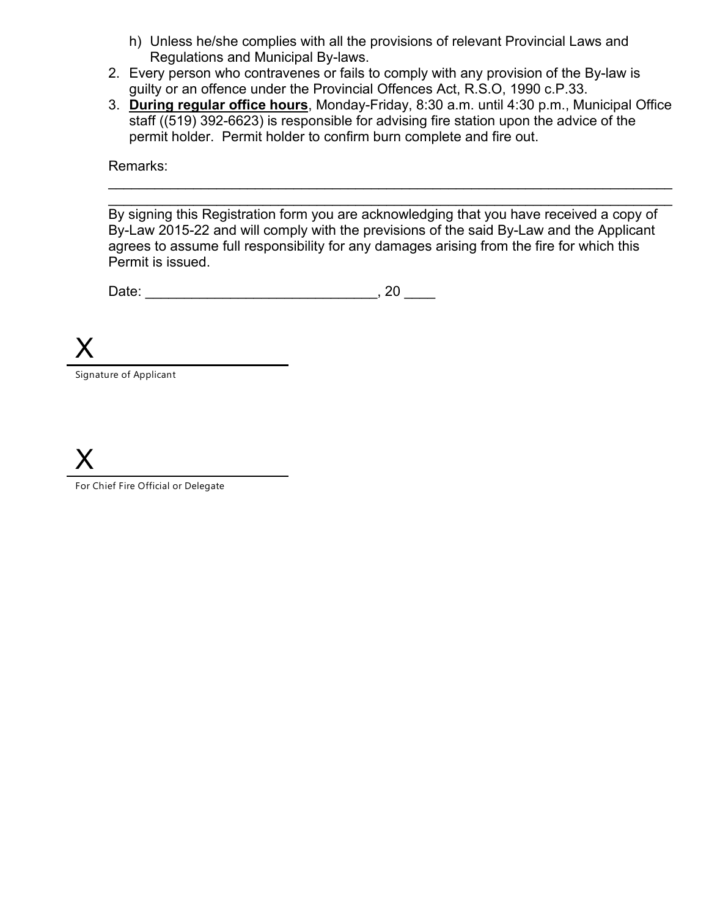h) Unless he/she complies with all the provisions of relevant Provincial Laws and Regulations and Municipal By-laws.

2. Every person who contravenes or fails to comply with any provision of the By-law is guilty or an offence under the Provincial Offences Act, R.S.O, 1990 c.P.33.
3. **<u>During regular office hours</u>**, Monday-Friday, 8:30 a.m. until 4:30 p.m., Municipal Office staff ((519) 392-6623) is responsible for advising fire station upon the advice of the permit holder. Permit holder to confirm burn complete and fire out.

Remarks:

\_\_\_\_\_\_\_\_\_\_\_\_\_\_\_\_\_\_\_\_\_\_\_\_\_\_\_\_\_\_\_\_\_\_\_\_\_\_\_\_\_\_\_\_\_\_\_\_\_\_\_\_\_\_\_\_\_\_\_\_\_\_\_\_\_\_\_\_\_\_

\_\_\_\_\_\_\_\_\_\_\_\_\_\_\_\_\_\_\_\_\_\_\_\_\_\_\_\_\_\_\_\_\_\_\_\_\_\_\_\_\_\_\_\_\_\_\_\_\_\_\_\_\_\_\_\_\_\_\_\_\_\_\_\_\_\_\_\_\_\_

By signing this Registration form you are acknowledging that you have received a copy of By-Law 2015-22 and will comply with the previsions of the said By-Law and the Applicant agrees to assume full responsibility for any damages arising from the fire for which this Permit is issued.

Date: \_\_\_\_\_\_\_\_\_\_\_\_\_\_\_\_\_\_\_\_\_\_\_\_\_\_\_\_\_\_, 20 \_\_\_\_

X \_\_\_\_\_\_\_\_\_\_\_\_\_\_\_\_\_\_\_\_\_\_\_\_\_\_\_\_

Signature of Applicant

X \_\_\_\_\_\_\_\_\_\_\_\_\_\_\_\_\_\_\_\_\_\_\_\_\_\_\_\_

For Chief Fire Official or Delegate